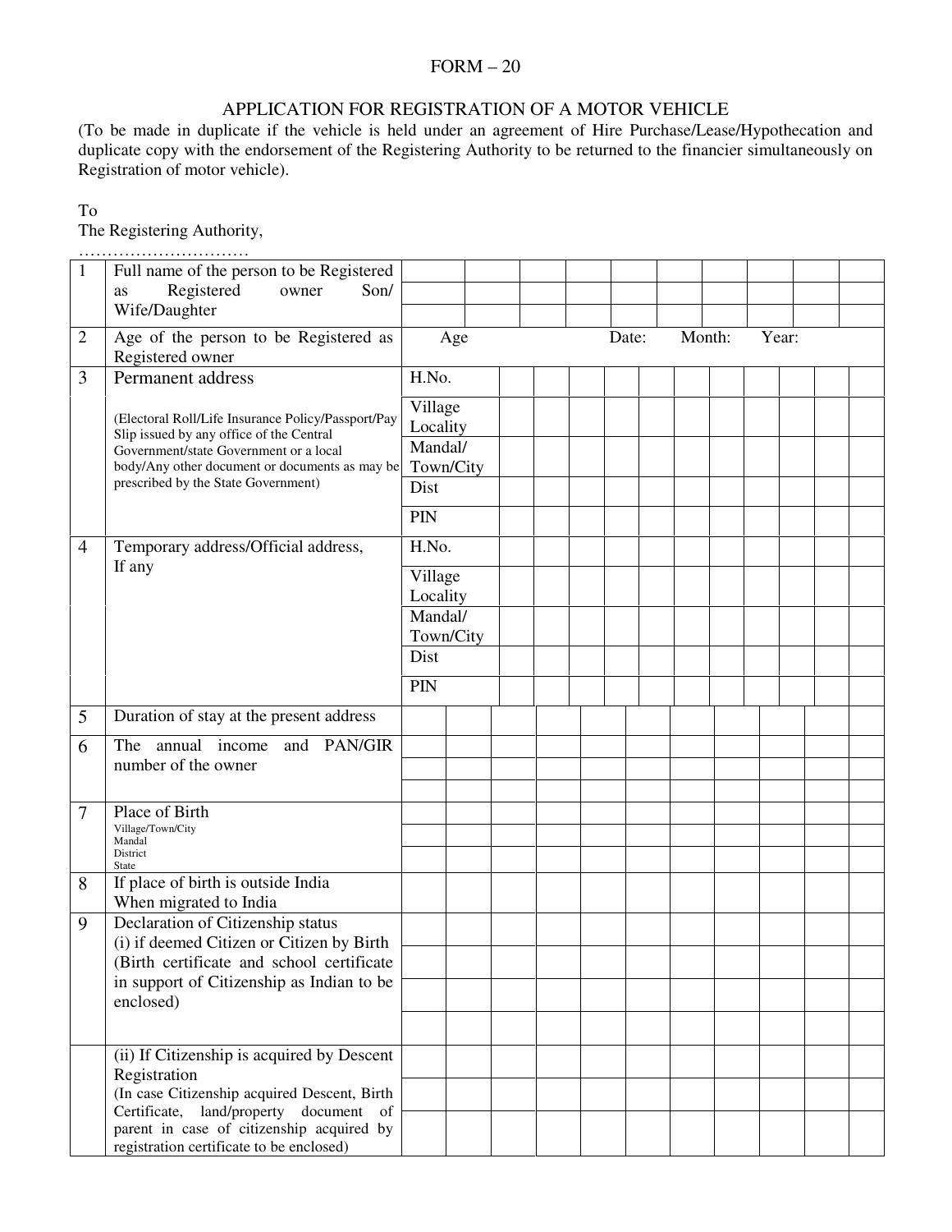FORM – 20

# APPLICATION FOR REGISTRATION OF A MOTOR VEHICLE

(To be made in duplicate if the vehicle is held under an agreement of Hire Purchase/Lease/Hypothecation and duplicate copy with the endorsement of the Registering Authority to be returned to the financier simultaneously on Registration of motor vehicle).

To
The Registering Authority,
…………………………

| | | |
|---|---|---|
| 1 | Full name of the person to be Registered as Registered owner Son/ Wife/Daughter | |
| 2 | Age of the person to be Registered as Registered owner | Age Date: Month: Year: |
| 3 | Permanent address<br>(Electoral Roll/Life Insurance Policy/Passport/Pay Slip issued by any office of the Central Government/state Government or a local body/Any other document or documents as may be prescribed by the State Government) | H.No.<br>Village Locality<br>Mandal/ Town/City<br>Dist<br>PIN |
| 4 | Temporary address/Official address, If any | H.No.<br>Village Locality<br>Mandal/ Town/City<br>Dist<br>PIN |
| 5 | Duration of stay at the present address | |
| 6 | The annual income and PAN/GIR number of the owner | |
| 7 | Place of Birth<br>Village/Town/City<br>Mandal<br>District<br>State | |
| 8 | If place of birth is outside India When migrated to India | |
| 9 | Declaration of Citizenship status<br>(i) if deemed Citizen or Citizen by Birth (Birth certificate and school certificate in support of Citizenship as Indian to be enclosed) | |
| | (ii) If Citizenship is acquired by Descent Registration<br>(In case Citizenship acquired Descent, Birth Certificate, land/property document of parent in case of citizenship acquired by registration certificate to be enclosed) | |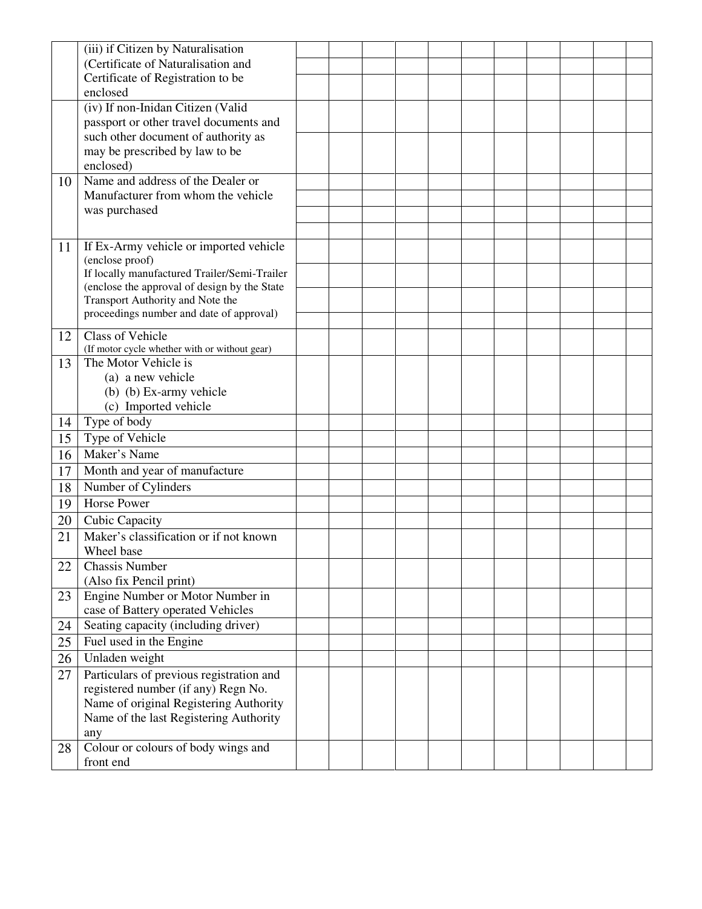| | | | | | | | | | | | | |
|---|---|---|---|---|---|---|---|---|---|---|---|---|
| | (iii) if Citizen by Naturalisation (Certificate of Naturalisation and Certificate of Registration to be enclosed | | | | | | | | | | | |
| | (iv) If non-Inidan Citizen (Valid passport or other travel documents and such other document of authority as may be prescribed by law to be enclosed) | | | | | | | | | | | |
| 10 | Name and address of the Dealer or Manufacturer from whom the vehicle was purchased | | | | | | | | | | | |
| 11 | If Ex-Army vehicle or imported vehicle (enclose proof)<br>If locally manufactured Trailer/Semi-Trailer (enclose the approval of design by the State Transport Authority and Note the proceedings number and date of approval) | | | | | | | | | | | |
| 12 | Class of Vehicle<br>(If motor cycle whether with or without gear) | | | | | | | | | | | |
| 13 | The Motor Vehicle is<br>(a) a new vehicle<br>(b) (b) Ex-army vehicle<br>(c) Imported vehicle | | | | | | | | | | | |
| 14 | Type of body | | | | | | | | | | | |
| 15 | Type of Vehicle | | | | | | | | | | | |
| 16 | Maker's Name | | | | | | | | | | | |
| 17 | Month and year of manufacture | | | | | | | | | | | |
| 18 | Number of Cylinders | | | | | | | | | | | |
| 19 | Horse Power | | | | | | | | | | | |
| 20 | Cubic Capacity | | | | | | | | | | | |
| 21 | Maker's classification or if not known Wheel base | | | | | | | | | | | |
| 22 | Chassis Number<br>(Also fix Pencil print) | | | | | | | | | | | |
| 23 | Engine Number or Motor Number in case of Battery operated Vehicles | | | | | | | | | | | |
| 24 | Seating capacity (including driver) | | | | | | | | | | | |
| 25 | Fuel used in the Engine | | | | | | | | | | | |
| 26 | Unladen weight | | | | | | | | | | | |
| 27 | Particulars of previous registration and registered number (if any) Regn No. Name of original Registering Authority Name of the last Registering Authority any | | | | | | | | | | | |
| 28 | Colour or colours of body wings and front end | | | | | | | | | | | |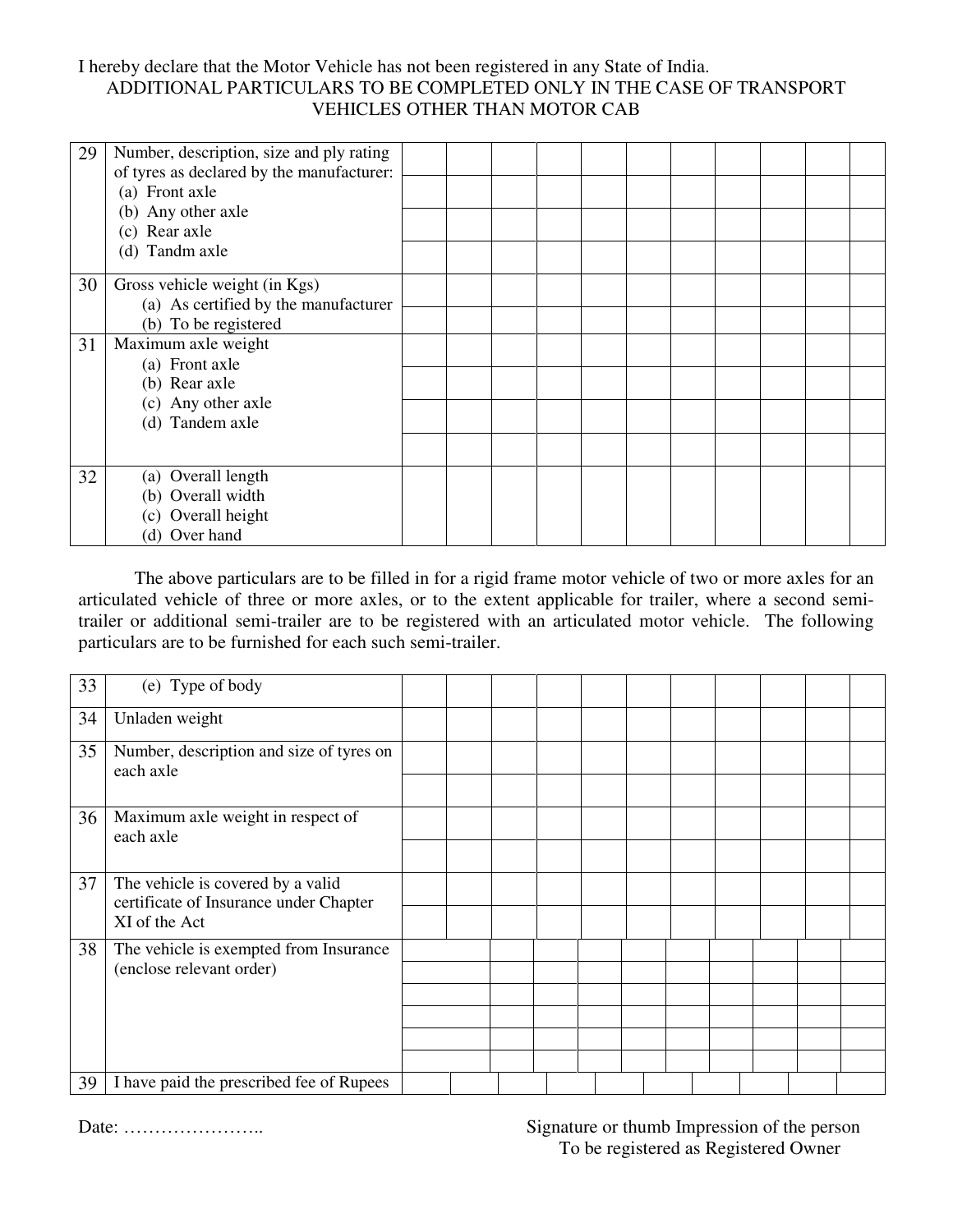I hereby declare that the Motor Vehicle has not been registered in any State of India.

## ADDITIONAL PARTICULARS TO BE COMPLETED ONLY IN THE CASE OF TRANSPORT VEHICLES OTHER THAN MOTOR CAB

| No. | Particulars | | | | | | | | | | | |
|---|---|---|---|---|---|---|---|---|---|---|---|---|
| 29 | Number, description, size and ply rating of tyres as declared by the manufacturer:<br>(a) Front axle<br>(b) Any other axle<br>(c) Rear axle<br>(d) Tandm axle | | | | | | | | | | | |
| 30 | Gross vehicle weight (in Kgs)<br>(a) As certified by the manufacturer<br>(b) To be registered | | | | | | | | | | | |
| 31 | Maximum axle weight<br>(a) Front axle<br>(b) Rear axle<br>(c) Any other axle<br>(d) Tandem axle | | | | | | | | | | | |
| 32 | (a) Overall length<br>(b) Overall width<br>(c) Overall height<br>(d) Over hand | | | | | | | | | | | |

The above particulars are to be filled in for a rigid frame motor vehicle of two or more axles for an articulated vehicle of three or more axles, or to the extent applicable for trailer, where a second semi-trailer or additional semi-trailer are to be registered with an articulated motor vehicle. The following particulars are to be furnished for each such semi-trailer.

| No. | Particulars | | | | | | | | | | | |
|---|---|---|---|---|---|---|---|---|---|---|---|---|
| 33 | (e) Type of body | | | | | | | | | | | |
| 34 | Unladen weight | | | | | | | | | | | |
| 35 | Number, description and size of tyres on each axle | | | | | | | | | | | |
| 36 | Maximum axle weight in respect of each axle | | | | | | | | | | | |
| 37 | The vehicle is covered by a valid certificate of Insurance under Chapter XI of the Act | | | | | | | | | | | |
| 38 | The vehicle is exempted from Insurance (enclose relevant order) | | | | | | | | | | | |
| 39 | I have paid the prescribed fee of Rupees | | | | | | | | | | | |

Date: …………………..

Signature or thumb Impression of the person To be registered as Registered Owner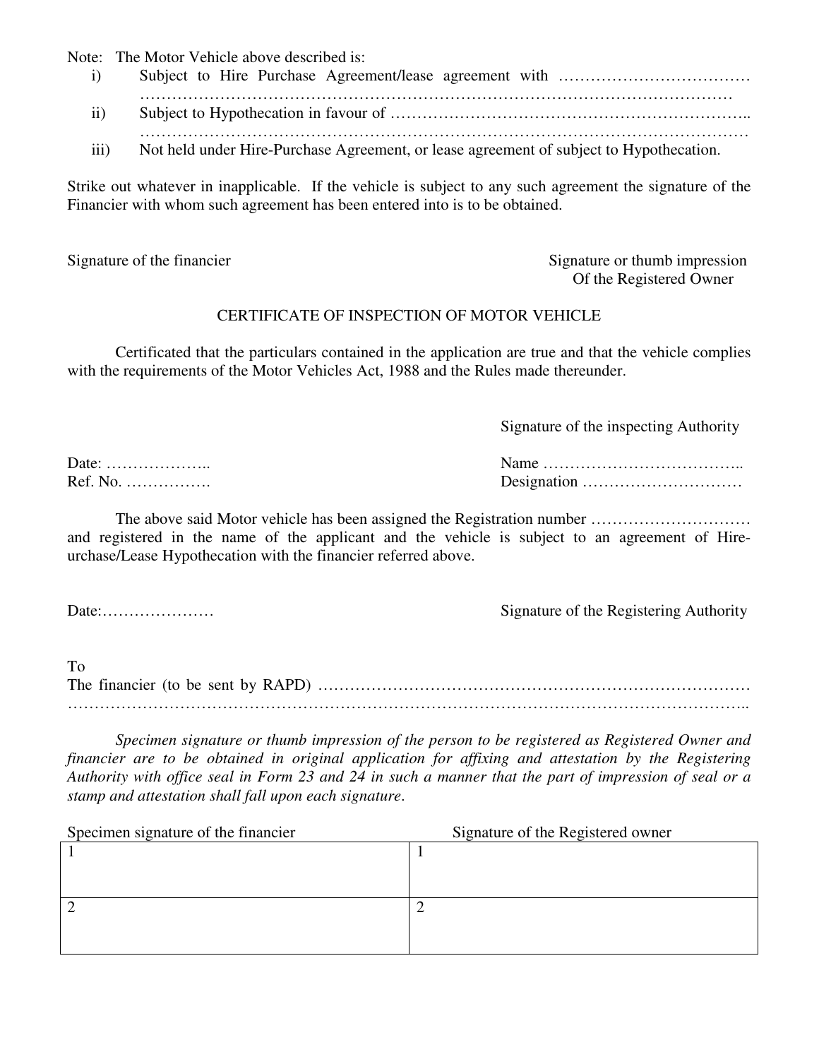Note: The Motor Vehicle above described is:

i) Subject to Hire Purchase Agreement/lease agreement with ………………………………
……………………………………………………………………………………………………

ii) Subject to Hypothecation in favour of ……………………………………………………..
……………………………………………………………………………………………………

iii) Not held under Hire-Purchase Agreement, or lease agreement of subject to Hypothecation.

Strike out whatever in inapplicable. If the vehicle is subject to any such agreement the signature of the Financier with whom such agreement has been entered into is to be obtained.

Signature of the financier

Signature or thumb impression
Of the Registered Owner

## CERTIFICATE OF INSPECTION OF MOTOR VEHICLE

Certificated that the particulars contained in the application are true and that the vehicle complies with the requirements of the Motor Vehicles Act, 1988 and the Rules made thereunder.

Signature of the inspecting Authority

Date: ………………..
Ref. No. …………….

Name ………………………………..
Designation …………………………

The above said Motor vehicle has been assigned the Registration number ………………………… and registered in the name of the applicant and the vehicle is subject to an agreement of Hire-urchase/Lease Hypothecation with the financier referred above.

Date:…………………

Signature of the Registering Authority

To
The financier (to be sent by RAPD) ……………………………………………………………………
……………………………………………………………………………………………………………..

*Specimen signature or thumb impression of the person to be registered as Registered Owner and financier are to be obtained in original application for affixing and attestation by the Registering Authority with office seal in Form 23 and 24 in such a manner that the part of impression of seal or a stamp and attestation shall fall upon each signature.*

| Specimen signature of the financier | Signature of the Registered owner |
|---|---|
| 1 | 1 |
| 2 | 2 |